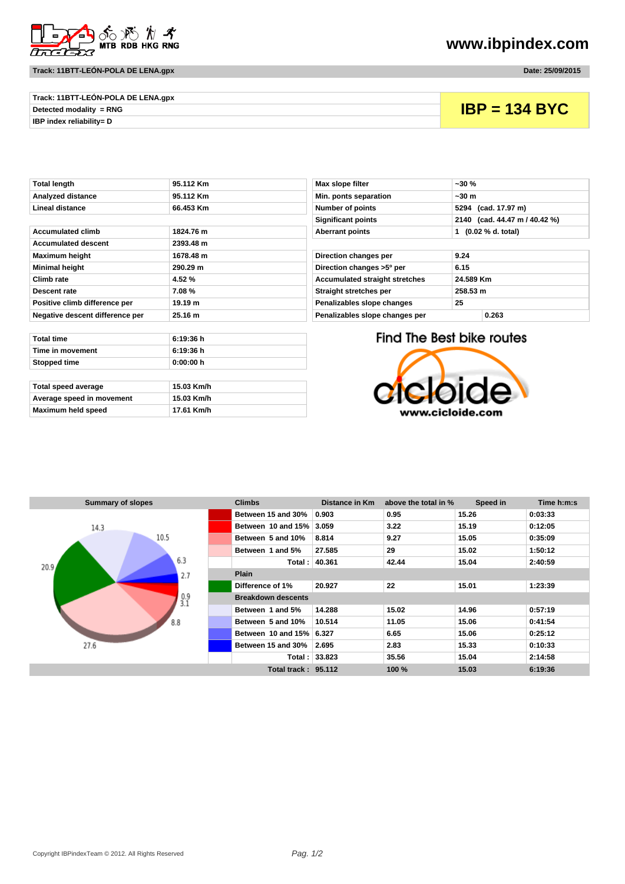www.ibpindex.com

**Track: 11BTT-LEÓN-POLA DE LENA.gpx** — **Date: 25/09/2015**

| Track: 11BTT-LEÓN-POLA DE LENA.gpx | IBP = 134 BYC |
|---|---|
| Detected modality = RNG | |
| IBP index reliability= D | |

| | |
|---|---|
| Total length | 95.112 Km |
| Analyzed distance | 95.112 Km |
| Lineal distance | 66.453 Km |
| Accumulated climb | 1824.76 m |
| Accumulated descent | 2393.48 m |
| Maximum height | 1678.48 m |
| Minimal height | 290.29 m |
| Climb rate | 4.52 % |
| Descent rate | 7.08 % |
| Positive climb difference per | 19.19 m |
| Negative descent difference per | 25.16 m |

| | |
|---|---|
| Max slope filter | ~30 % |
| Min. ponts separation | ~30 m |
| Number of points | 5294 (cad. 17.97 m) |
| Significant points | 2140 (cad. 44.47 m / 40.42 %) |
| Aberrant points | 1 (0.02 % d. total) |
| Direction changes per | 9.24 |
| Direction changes >5º per | 6.15 |
| Accumulated straight stretches | 24.589 Km |
| Straight stretches per | 258.53 m |
| Penalizables slope changes | 25 |
| Penalizables slope changes per | 0.263 |

| | |
|---|---|
| Total time | 6:19:36 h |
| Time in movement | 6:19:36 h |
| Stopped time | 0:00:00 h |
| Total speed average | 15.03 Km/h |
| Average speed in movement | 15.03 Km/h |
| Maximum held speed | 17.61 Km/h |

Find The Best bike routes — cicloide — www.cicloide.com

**Summary of slopes**

| Climbs | Distance in Km | above the total in % | Speed in | Time h:m:s |
|---|---|---|---|---|
| Between 15 and 30% | 0.903 | 0.95 | 15.26 | 0:03:33 |
| Between 10 and 15% | 3.059 | 3.22 | 15.19 | 0:12:05 |
| Between 5 and 10% | 8.814 | 9.27 | 15.05 | 0:35:09 |
| Between 1 and 5% | 27.585 | 29 | 15.02 | 1:50:12 |
| Total : | 40.361 | 42.44 | 15.04 | 2:40:59 |
| **Plain** | | | | |
| Difference of 1% | 20.927 | 22 | 15.01 | 1:23:39 |
| **Breakdown descents** | | | | |
| Between 1 and 5% | 14.288 | 15.02 | 14.96 | 0:57:19 |
| Between 5 and 10% | 10.514 | 11.05 | 15.06 | 0:41:54 |
| Between 10 and 15% | 6.327 | 6.65 | 15.06 | 0:25:12 |
| Between 15 and 30% | 2.695 | 2.83 | 15.33 | 0:10:33 |
| Total : | 33.823 | 35.56 | 15.04 | 2:14:58 |
| Total track : | 95.112 | 100 % | 15.03 | 6:19:36 |

Copyright IBPindexTeam © 2012. All Rights Reserved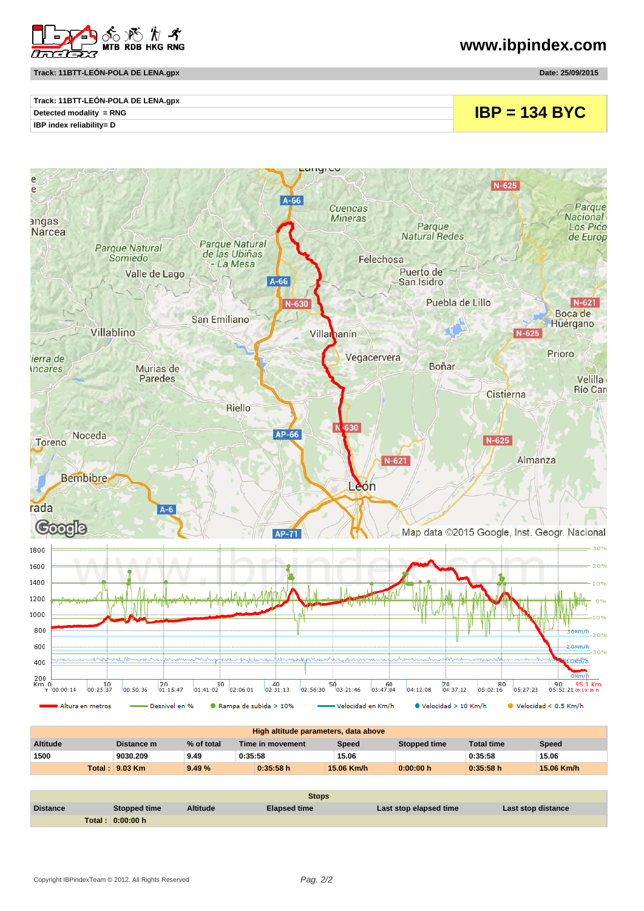www.ibpindex.com

Track: 11BTT-LEÓN-POLA DE LENA.gpx    Date: 25/09/2015

| | |
|---|---|
| Track: 11BTT-LEÓN-POLA DE LENA.gpx | IBP = 134 BYC |
| Detected modality = RNG | |
| IBP index reliability= D | |

Map data ©2015 Google, Inst. Geogr. Nacional

Altura en metros — Desnivel en % — Rampa de subida > 10% — Velocidad en Km/h — Velocidad > 10 Km/h — Velocidad < 0.5 Km/h

Km 0 T 00:00:14 | 10 00:25:37 | 00:50:36 | 20 01:15:47 | 01:41:02 | 30 02:06:01 | 40 02:31:13 | 02:56:30 | 50 03:21:46 | 60 03:47:04 | 04:12:08 | 70 04:37:12 | 80 05:02:16 | 05:27:23 | 90 05:52:21 | 95.1 Km 06:19:36 h

| High altitude parameters, data above | | | | | | | |
|---|---|---|---|---|---|---|---|
| Altitude | Distance m | % of total | Time in movement | Speed | Stopped time | Total time | Speed |
| 1500 | 9030.209 | 9.49 | 0:35:58 | 15.06 | | 0:35:58 | 15.06 |
| Total : | 9.03 Km | 9.49 % | 0:35:58 h | 15.06 Km/h | 0:00:00 h | 0:35:58 h | 15.06 Km/h |

| Stops | | | | | |
|---|---|---|---|---|---|
| Distance | Stopped time | Altitude | Elapsed time | Last stop elapsed time | Last stop distance |
| Total : | 0:00:00 h | | | | |

Copyright IBPindexTeam © 2012. All Rights Reserved